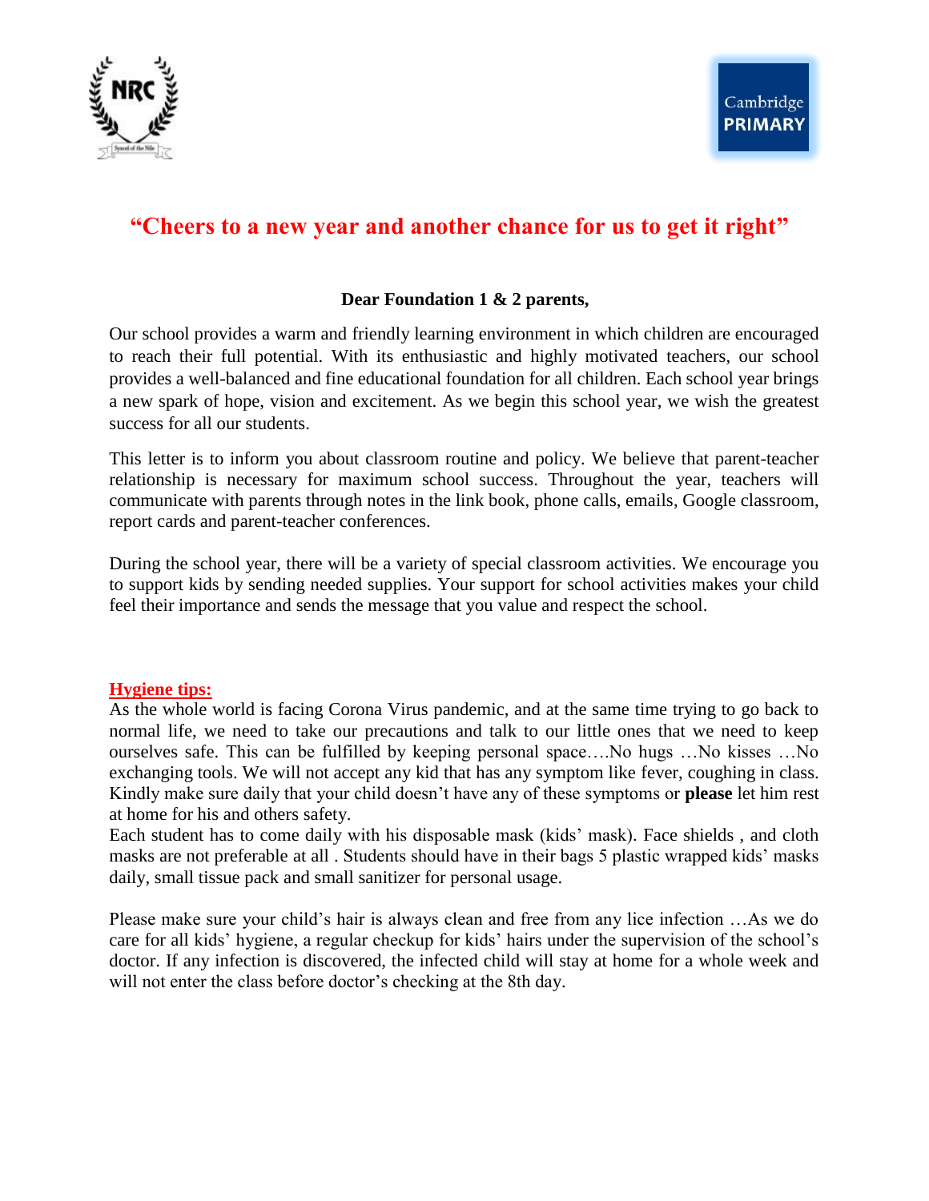# "Cheers to a new year and another chance for us to get it right"

**Dear Foundation 1 & 2 parents,**

Our school provides a warm and friendly learning environment in which children are encouraged to reach their full potential. With its enthusiastic and highly motivated teachers, our school provides a well-balanced and fine educational foundation for all children. Each school year brings a new spark of hope, vision and excitement. As we begin this school year, we wish the greatest success for all our students.

This letter is to inform you about classroom routine and policy. We believe that parent-teacher relationship is necessary for maximum school success. Throughout the year, teachers will communicate with parents through notes in the link book, phone calls, emails, Google classroom, report cards and parent-teacher conferences.

During the school year, there will be a variety of special classroom activities. We encourage you to support kids by sending needed supplies. Your support for school activities makes your child feel their importance and sends the message that you value and respect the school.

## Hygiene tips:

As the whole world is facing Corona Virus pandemic, and at the same time trying to go back to normal life, we need to take our precautions and talk to our little ones that we need to keep ourselves safe. This can be fulfilled by keeping personal space….No hugs …No kisses …No exchanging tools. We will not accept any kid that has any symptom like fever, coughing in class. Kindly make sure daily that your child doesn't have any of these symptoms or **please** let him rest at home for his and others safety.

Each student has to come daily with his disposable mask (kids' mask). Face shields , and cloth masks are not preferable at all . Students should have in their bags 5 plastic wrapped kids' masks daily, small tissue pack and small sanitizer for personal usage.

Please make sure your child's hair is always clean and free from any lice infection …As we do care for all kids' hygiene, a regular checkup for kids' hairs under the supervision of the school's doctor. If any infection is discovered, the infected child will stay at home for a whole week and will not enter the class before doctor's checking at the 8th day.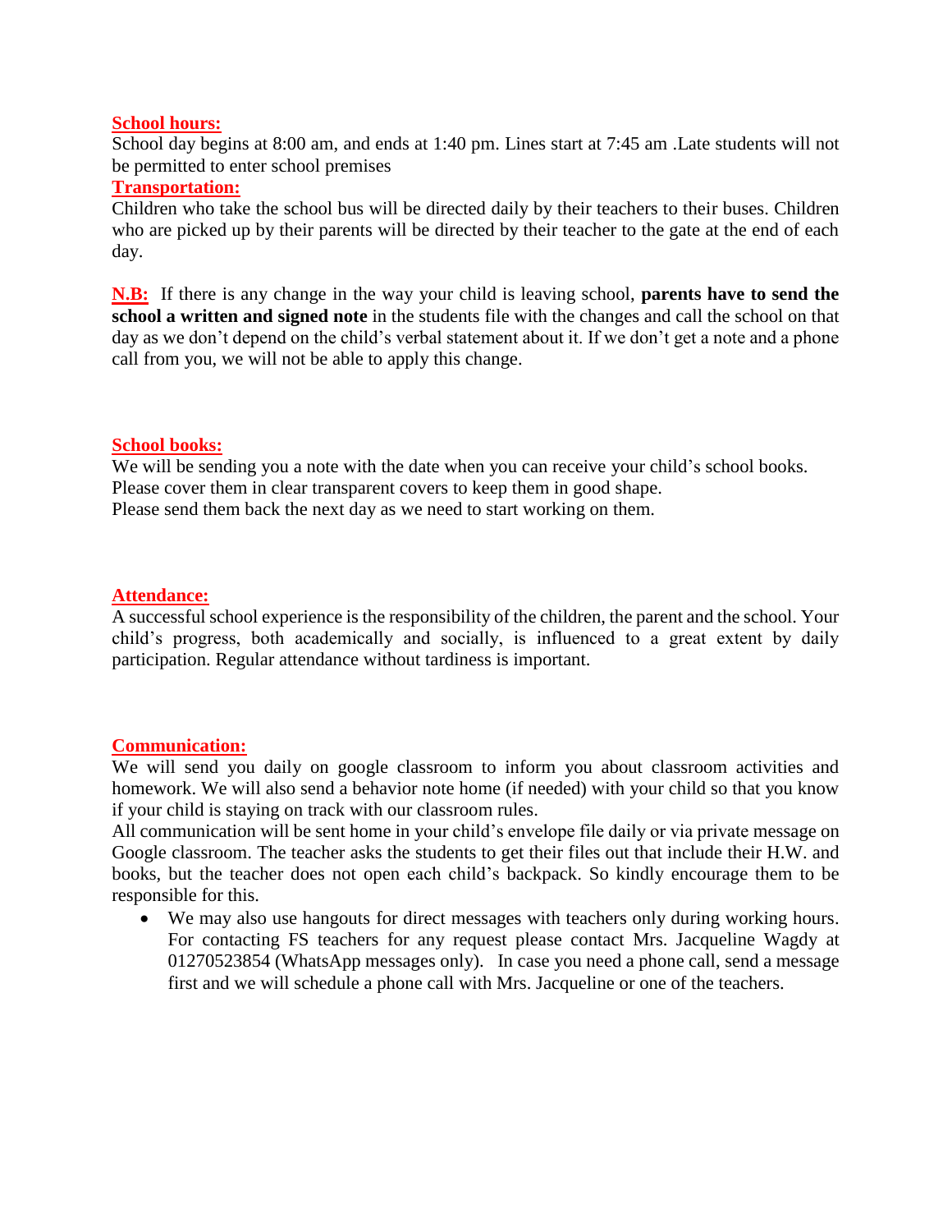**School hours:**

School day begins at 8:00 am, and ends at 1:40 pm. Lines start at 7:45 am .Late students will not be permitted to enter school premises

**Transportation:**

Children who take the school bus will be directed daily by their teachers to their buses. Children who are picked up by their parents will be directed by their teacher to the gate at the end of each day.

**N.B:** If there is any change in the way your child is leaving school, **parents have to send the school a written and signed note** in the students file with the changes and call the school on that day as we don't depend on the child's verbal statement about it. If we don't get a note and a phone call from you, we will not be able to apply this change.

**School books:**

We will be sending you a note with the date when you can receive your child's school books.
Please cover them in clear transparent covers to keep them in good shape.
Please send them back the next day as we need to start working on them.

**Attendance:**

A successful school experience is the responsibility of the children, the parent and the school. Your child's progress, both academically and socially, is influenced to a great extent by daily participation. Regular attendance without tardiness is important.

**Communication:**

We will send you daily on google classroom to inform you about classroom activities and homework. We will also send a behavior note home (if needed) with your child so that you know if your child is staying on track with our classroom rules.
All communication will be sent home in your child's envelope file daily or via private message on Google classroom. The teacher asks the students to get their files out that include their H.W. and books, but the teacher does not open each child's backpack. So kindly encourage them to be responsible for this.

- We may also use hangouts for direct messages with teachers only during working hours. For contacting FS teachers for any request please contact Mrs. Jacqueline Wagdy at 01270523854 (WhatsApp messages only). In case you need a phone call, send a message first and we will schedule a phone call with Mrs. Jacqueline or one of the teachers.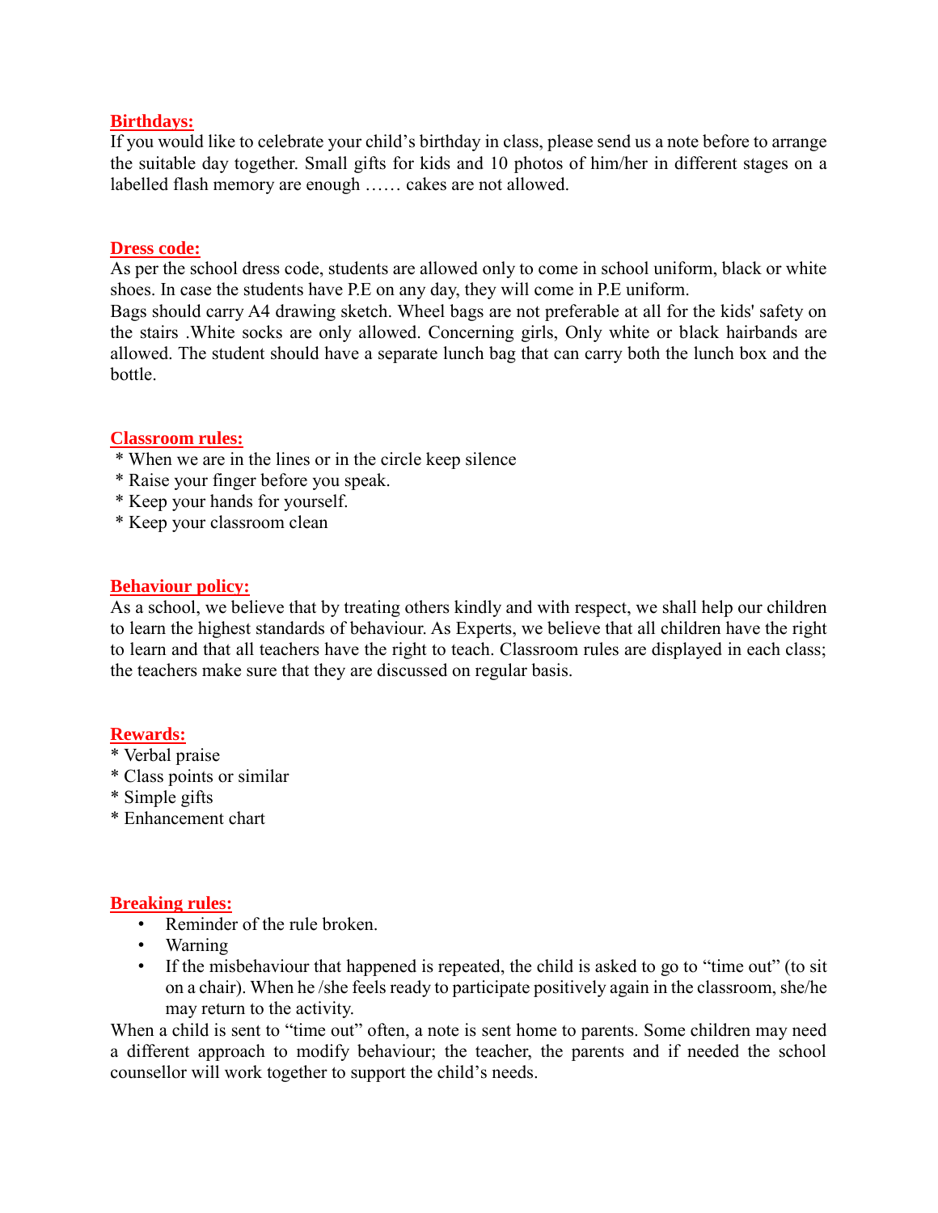## Birthdays:

If you would like to celebrate your child's birthday in class, please send us a note before to arrange the suitable day together. Small gifts for kids and 10 photos of him/her in different stages on a labelled flash memory are enough …… cakes are not allowed.

## Dress code:

As per the school dress code, students are allowed only to come in school uniform, black or white shoes. In case the students have P.E on any day, they will come in P.E uniform.
Bags should carry A4 drawing sketch. Wheel bags are not preferable at all for the kids' safety on the stairs .White socks are only allowed. Concerning girls, Only white or black hairbands are allowed. The student should have a separate lunch bag that can carry both the lunch box and the bottle.

## Classroom rules:

* When we are in the lines or in the circle keep silence
* Raise your finger before you speak.
* Keep your hands for yourself.
* Keep your classroom clean

## Behaviour policy:

As a school, we believe that by treating others kindly and with respect, we shall help our children to learn the highest standards of behaviour. As Experts, we believe that all children have the right to learn and that all teachers have the right to teach. Classroom rules are displayed in each class; the teachers make sure that they are discussed on regular basis.

## Rewards:

* Verbal praise
* Class points or similar
* Simple gifts
* Enhancement chart

## Breaking rules:

- Reminder of the rule broken.
- Warning
- If the misbehaviour that happened is repeated, the child is asked to go to "time out" (to sit on a chair). When he /she feels ready to participate positively again in the classroom, she/he may return to the activity.

When a child is sent to "time out" often, a note is sent home to parents. Some children may need a different approach to modify behaviour; the teacher, the parents and if needed the school counsellor will work together to support the child's needs.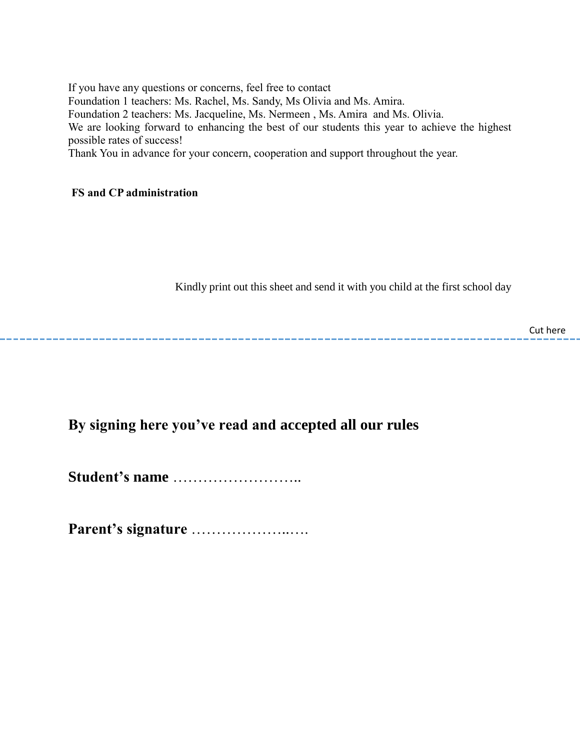If you have any questions or concerns, feel free to contact
Foundation 1 teachers: Ms. Rachel, Ms. Sandy, Ms Olivia and Ms. Amira.
Foundation 2 teachers: Ms. Jacqueline, Ms. Nermeen , Ms. Amira and Ms. Olivia.
We are looking forward to enhancing the best of our students this year to achieve the highest possible rates of success!
Thank You in advance for your concern, cooperation and support throughout the year.

**FS and CP administration**

Kindly print out this sheet and send it with you child at the first school day

Cut here

---

**By signing here you've read and accepted all our rules**

**Student's name** ……………………..

**Parent's signature** ………………..….